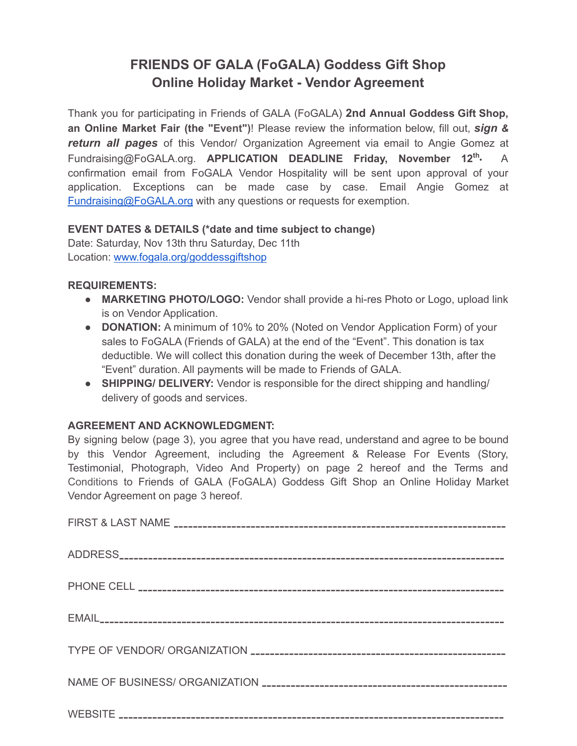# FRIENDS OF GALA (FoGALA) Goddess Gift Shop
# Online Holiday Market - Vendor Agreement

Thank you for participating in Friends of GALA (FoGALA) **2nd Annual Goddess Gift Shop, an Online Market Fair (the "Event")**! Please review the information below, fill out, ***sign & return all pages*** of this Vendor/ Organization Agreement via email to Angie Gomez at Fundraising@FoGALA.org. **APPLICATION DEADLINE Friday, November 12th.** A confirmation email from FoGALA Vendor Hospitality will be sent upon approval of your application. Exceptions can be made case by case. Email Angie Gomez at [Fundraising@FoGALA.org](mailto:Fundraising@FoGALA.org) with any questions or requests for exemption.

**EVENT DATES & DETAILS (*date and time subject to change)**
Date: Saturday, Nov 13th thru Saturday, Dec 11th
Location: [www.fogala.org/goddessgiftshop](http://www.fogala.org/goddessgiftshop)

**REQUIREMENTS:**

- **MARKETING PHOTO/LOGO:** Vendor shall provide a hi-res Photo or Logo, upload link is on Vendor Application.
- **DONATION:** A minimum of 10% to 20% (Noted on Vendor Application Form) of your sales to FoGALA (Friends of GALA) at the end of the "Event". This donation is tax deductible. We will collect this donation during the week of December 13th, after the "Event" duration. All payments will be made to Friends of GALA.
- **SHIPPING/ DELIVERY:** Vendor is responsible for the direct shipping and handling/ delivery of goods and services.

**AGREEMENT AND ACKNOWLEDGMENT:**
By signing below (page 3), you agree that you have read, understand and agree to be bound by this Vendor Agreement, including the Agreement & Release For Events (Story, Testimonial, Photograph, Video And Property) on page 2 hereof and the Terms and Conditions to Friends of GALA (FoGALA) Goddess Gift Shop an Online Holiday Market Vendor Agreement on page 3 hereof.

FIRST & LAST NAME ________________________________________________

ADDRESS________________________________________________

PHONE CELL ________________________________________________

EMAIL________________________________________________

TYPE OF VENDOR/ ORGANIZATION ________________________________________________

NAME OF BUSINESS/ ORGANIZATION ________________________________________________

WEBSITE ________________________________________________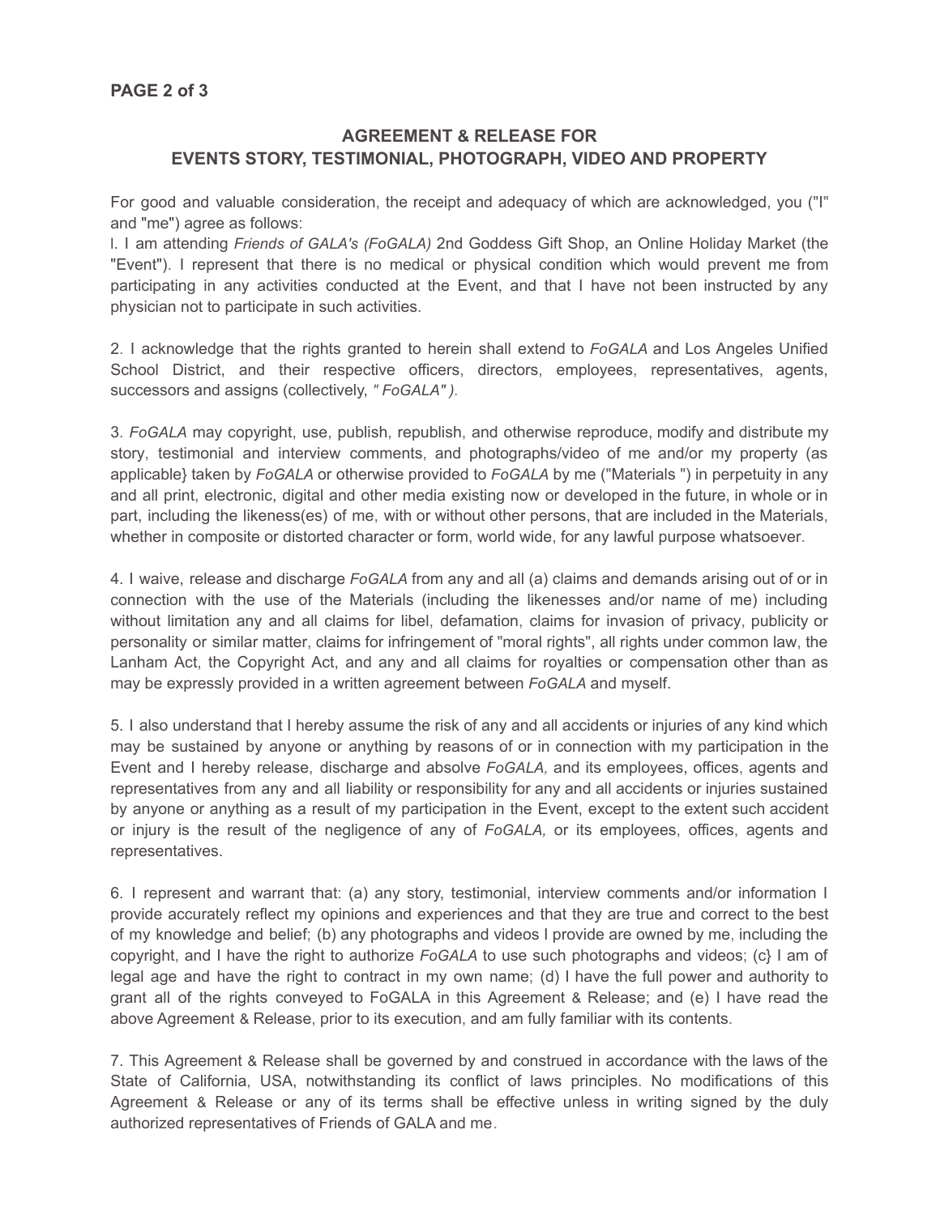## AGREEMENT & RELEASE FOR EVENTS STORY, TESTIMONIAL, PHOTOGRAPH, VIDEO AND PROPERTY

For good and valuable consideration, the receipt and adequacy of which are acknowledged, you ("I" and "me") agree as follows:

l. I am attending *Friends of GALA's (FoGALA)* 2nd Goddess Gift Shop, an Online Holiday Market (the "Event"). I represent that there is no medical or physical condition which would prevent me from participating in any activities conducted at the Event, and that I have not been instructed by any physician not to participate in such activities.

2. I acknowledge that the rights granted to herein shall extend to *FoGALA* and Los Angeles Unified School District, and their respective officers, directors, employees, representatives, agents, successors and assigns (collectively, *" FoGALA" ).*

3. *FoGALA* may copyright, use, publish, republish, and otherwise reproduce, modify and distribute my story, testimonial and interview comments, and photographs/video of me and/or my property (as applicable} taken by *FoGALA* or otherwise provided to *FoGALA* by me ("Materials ") in perpetuity in any and all print, electronic, digital and other media existing now or developed in the future, in whole or in part, including the likeness(es) of me, with or without other persons, that are included in the Materials, whether in composite or distorted character or form, world wide, for any lawful purpose whatsoever.

4. I waive, release and discharge *FoGALA* from any and all (a) claims and demands arising out of or in connection with the use of the Materials (including the likenesses and/or name of me) including without limitation any and all claims for libel, defamation, claims for invasion of privacy, publicity or personality or similar matter, claims for infringement of "moral rights", all rights under common law, the Lanham Act, the Copyright Act, and any and all claims for royalties or compensation other than as may be expressly provided in a written agreement between *FoGALA* and myself.

5. I also understand that I hereby assume the risk of any and all accidents or injuries of any kind which may be sustained by anyone or anything by reasons of or in connection with my participation in the Event and I hereby release, discharge and absolve *FoGALA,* and its employees, offices, agents and representatives from any and all liability or responsibility for any and all accidents or injuries sustained by anyone or anything as a result of my participation in the Event, except to the extent such accident or injury is the result of the negligence of any of *FoGALA,* or its employees, offices, agents and representatives.

6. I represent and warrant that: (a) any story, testimonial, interview comments and/or information I provide accurately reflect my opinions and experiences and that they are true and correct to the best of my knowledge and belief; (b) any photographs and videos I provide are owned by me, including the copyright, and I have the right to authorize *FoGALA* to use such photographs and videos; (c} I am of legal age and have the right to contract in my own name; (d) I have the full power and authority to grant all of the rights conveyed to FoGALA in this Agreement & Release; and (e) I have read the above Agreement & Release, prior to its execution, and am fully familiar with its contents.

7. This Agreement & Release shall be governed by and construed in accordance with the laws of the State of California, USA, notwithstanding its conflict of laws principles. No modifications of this Agreement & Release or any of its terms shall be effective unless in writing signed by the duly authorized representatives of Friends of GALA and me.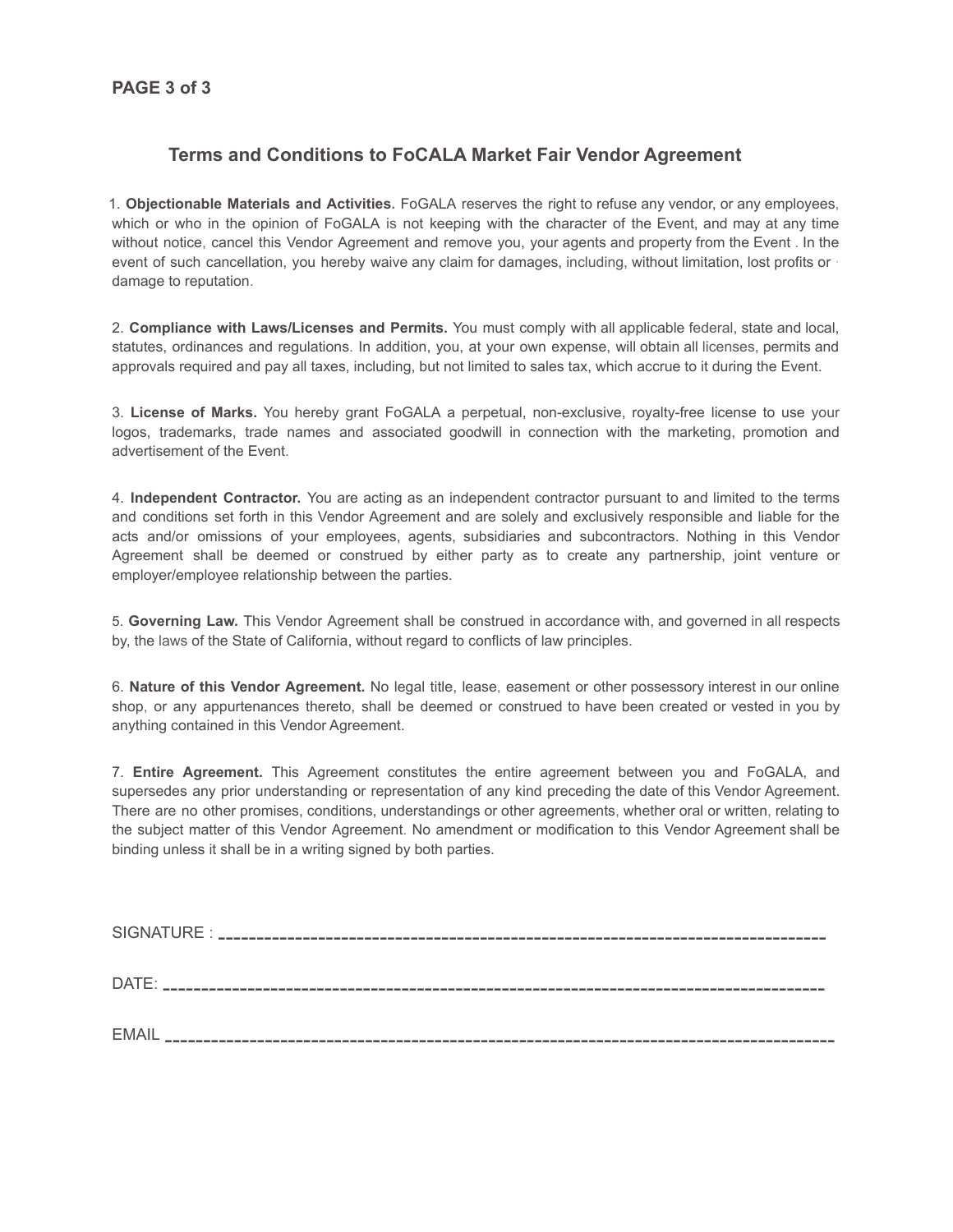## Terms and Conditions to FoCALA Market Fair Vendor Agreement

1. **Objectionable Materials and Activities.** FoGALA reserves the right to refuse any vendor, or any employees, which or who in the opinion of FoGALA is not keeping with the character of the Event, and may at any time without notice, cancel this Vendor Agreement and remove you, your agents and property from the Event . In the event of such cancellation, you hereby waive any claim for damages, including, without limitation, lost profits or damage to reputation.

2. **Compliance with Laws/Licenses and Permits.** You must comply with all applicable federal, state and local, statutes, ordinances and regulations. In addition, you, at your own expense, will obtain all licenses, permits and approvals required and pay all taxes, including, but not limited to sales tax, which accrue to it during the Event.

3. **License of Marks.** You hereby grant FoGALA a perpetual, non-exclusive, royalty-free license to use your logos, trademarks, trade names and associated goodwill in connection with the marketing, promotion and advertisement of the Event.

4. **Independent Contractor.** You are acting as an independent contractor pursuant to and limited to the terms and conditions set forth in this Vendor Agreement and are solely and exclusively responsible and liable for the acts and/or omissions of your employees, agents, subsidiaries and subcontractors. Nothing in this Vendor Agreement shall be deemed or construed by either party as to create any partnership, joint venture or employer/employee relationship between the parties.

5. **Governing Law.** This Vendor Agreement shall be construed in accordance with, and governed in all respects by, the laws of the State of California, without regard to conflicts of law principles.

6. **Nature of this Vendor Agreement.** No legal title, lease, easement or other possessory interest in our online shop, or any appurtenances thereto, shall be deemed or construed to have been created or vested in you by anything contained in this Vendor Agreement.

7. **Entire Agreement.** This Agreement constitutes the entire agreement between you and FoGALA, and supersedes any prior understanding or representation of any kind preceding the date of this Vendor Agreement. There are no other promises, conditions, understandings or other agreements, whether oral or written, relating to the subject matter of this Vendor Agreement. No amendment or modification to this Vendor Agreement shall be binding unless it shall be in a writing signed by both parties.

SIGNATURE : ________________________________________________________________________________

DATE: ________________________________________________________________________________________

EMAIL ________________________________________________________________________________________